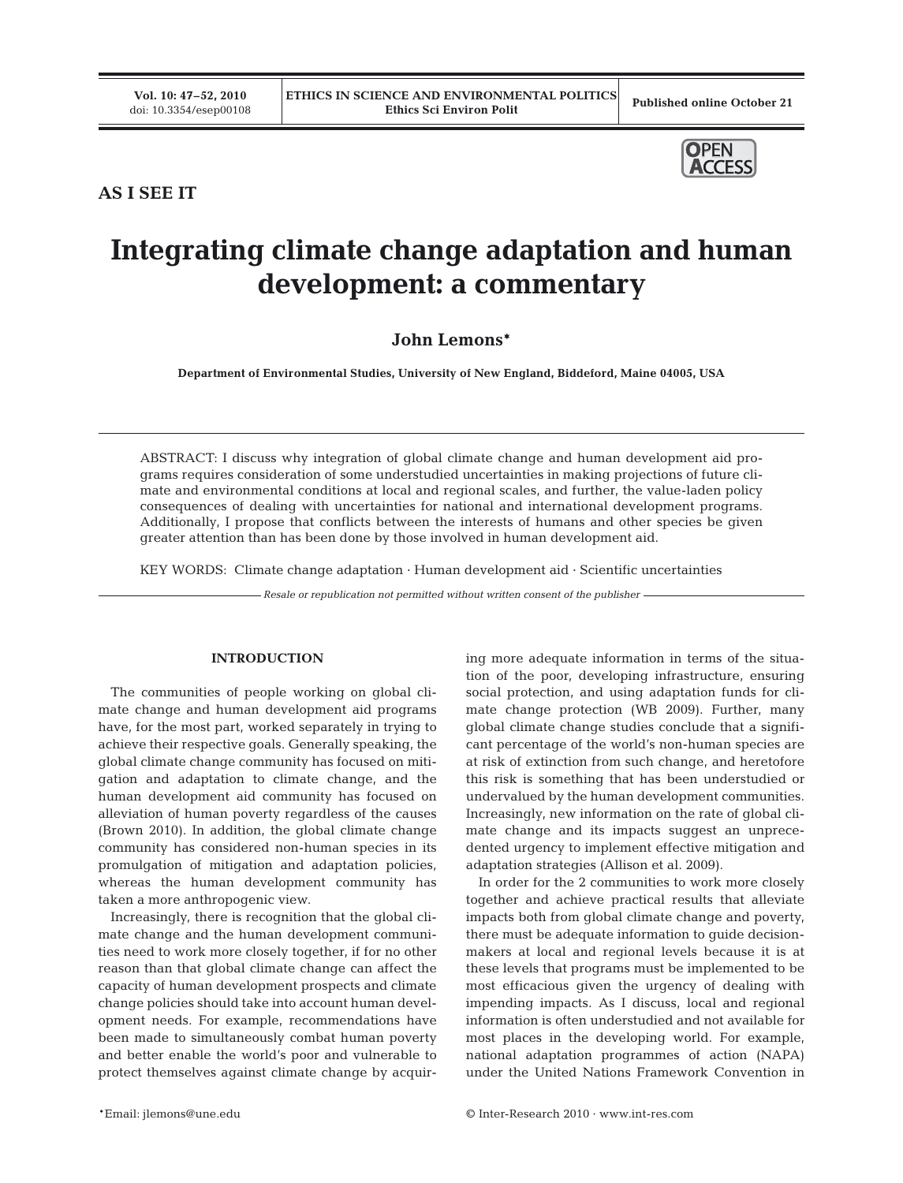AS I SEE IT

# Integrating climate change adaptation and human development: a commentary

**John Lemons***

**Department of Environmental Studies, University of New England, Biddeford, Maine 04005, USA**

ABSTRACT: I discuss why integration of global climate change and human development aid programs requires consideration of some understudied uncertainties in making projections of future climate and environmental conditions at local and regional scales, and further, the value-laden policy consequences of dealing with uncertainties for national and international development programs. Additionally, I propose that conflicts between the interests of humans and other species be given greater attention than has been done by those involved in human development aid.

KEY WORDS: Climate change adaptation · Human development aid · Scientific uncertainties

*Resale or republication not permitted without written consent of the publisher*

## INTRODUCTION

The communities of people working on global climate change and human development aid programs have, for the most part, worked separately in trying to achieve their respective goals. Generally speaking, the global climate change community has focused on mitigation and adaptation to climate change, and the human development aid community has focused on alleviation of human poverty regardless of the causes (Brown 2010). In addition, the global climate change community has considered non-human species in its promulgation of mitigation and adaptation policies, whereas the human development community has taken a more anthropogenic view.

Increasingly, there is recognition that the global climate change and the human development communities need to work more closely together, if for no other reason than that global climate change can affect the capacity of human development prospects and climate change policies should take into account human development needs. For example, recommendations have been made to simultaneously combat human poverty and better enable the world's poor and vulnerable to protect themselves against climate change by acquiring more adequate information in terms of the situation of the poor, developing infrastructure, ensuring social protection, and using adaptation funds for climate change protection (WB 2009). Further, many global climate change studies conclude that a significant percentage of the world's non-human species are at risk of extinction from such change, and heretofore this risk is something that has been understudied or undervalued by the human development communities. Increasingly, new information on the rate of global climate change and its impacts suggest an unprecedented urgency to implement effective mitigation and adaptation strategies (Allison et al. 2009).

In order for the 2 communities to work more closely together and achieve practical results that alleviate impacts both from global climate change and poverty, there must be adequate information to guide decision-makers at local and regional levels because it is at these levels that programs must be implemented to be most efficacious given the urgency of dealing with impending impacts. As I discuss, local and regional information is often understudied and not available for most places in the developing world. For example, national adaptation programmes of action (NAPA) under the United Nations Framework Convention in

*Email: jlemons@une.edu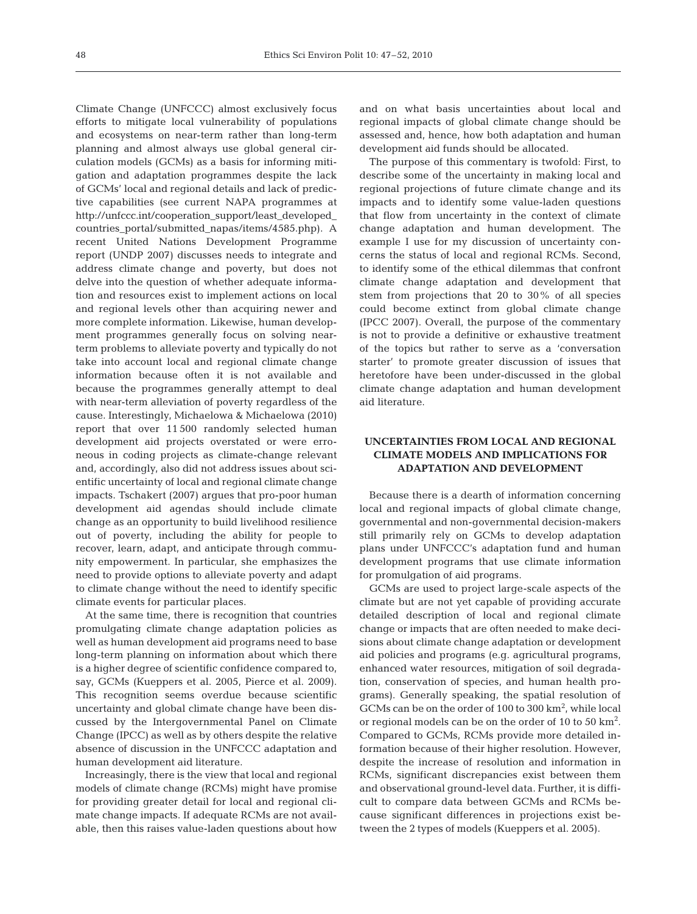Climate Change (UNFCCC) almost exclusively focus efforts to mitigate local vulnerability of populations and ecosystems on near-term rather than long-term planning and almost always use global general circulation models (GCMs) as a basis for informing mitigation and adaptation programmes despite the lack of GCMs' local and regional details and lack of predictive capabilities (see current NAPA programmes at http://unfccc.int/cooperation_support/least_developed_countries_portal/submitted_napas/items/4585.php). A recent United Nations Development Programme report (UNDP 2007) discusses needs to integrate and address climate change and poverty, but does not delve into the question of whether adequate information and resources exist to implement actions on local and regional levels other than acquiring newer and more complete information. Likewise, human development programmes generally focus on solving near-term problems to alleviate poverty and typically do not take into account local and regional climate change information because often it is not available and because the programmes generally attempt to deal with near-term alleviation of poverty regardless of the cause. Interestingly, Michaelowa & Michaelowa (2010) report that over 11 500 randomly selected human development aid projects overstated or were erroneous in coding projects as climate-change relevant and, accordingly, also did not address issues about scientific uncertainty of local and regional climate change impacts. Tschakert (2007) argues that pro-poor human development aid agendas should include climate change as an opportunity to build livelihood resilience out of poverty, including the ability for people to recover, learn, adapt, and anticipate through community empowerment. In particular, she emphasizes the need to provide options to alleviate poverty and adapt to climate change without the need to identify specific climate events for particular places.

At the same time, there is recognition that countries promulgating climate change adaptation policies as well as human development aid programs need to base long-term planning on information about which there is a higher degree of scientific confidence compared to, say, GCMs (Kueppers et al. 2005, Pierce et al. 2009). This recognition seems overdue because scientific uncertainty and global climate change have been discussed by the Intergovernmental Panel on Climate Change (IPCC) as well as by others despite the relative absence of discussion in the UNFCCC adaptation and human development aid literature.

Increasingly, there is the view that local and regional models of climate change (RCMs) might have promise for providing greater detail for local and regional climate change impacts. If adequate RCMs are not available, then this raises value-laden questions about how and on what basis uncertainties about local and regional impacts of global climate change should be assessed and, hence, how both adaptation and human development aid funds should be allocated.

The purpose of this commentary is twofold: First, to describe some of the uncertainty in making local and regional projections of future climate change and its impacts and to identify some value-laden questions that flow from uncertainty in the context of climate change adaptation and human development. The example I use for my discussion of uncertainty concerns the status of local and regional RCMs. Second, to identify some of the ethical dilemmas that confront climate change adaptation and development that stem from projections that 20 to 30% of all species could become extinct from global climate change (IPCC 2007). Overall, the purpose of the commentary is not to provide a definitive or exhaustive treatment of the topics but rather to serve as a 'conversation starter' to promote greater discussion of issues that heretofore have been under-discussed in the global climate change adaptation and human development aid literature.

## UNCERTAINTIES FROM LOCAL AND REGIONAL CLIMATE MODELS AND IMPLICATIONS FOR ADAPTATION AND DEVELOPMENT

Because there is a dearth of information concerning local and regional impacts of global climate change, governmental and non-governmental decision-makers still primarily rely on GCMs to develop adaptation plans under UNFCCC's adaptation fund and human development programs that use climate information for promulgation of aid programs.

GCMs are used to project large-scale aspects of the climate but are not yet capable of providing accurate detailed description of local and regional climate change or impacts that are often needed to make decisions about climate change adaptation or development aid policies and programs (e.g. agricultural programs, enhanced water resources, mitigation of soil degradation, conservation of species, and human health programs). Generally speaking, the spatial resolution of GCMs can be on the order of 100 to 300 $km^2$, while local or regional models can be on the order of 10 to 50 $km^2$. Compared to GCMs, RCMs provide more detailed information because of their higher resolution. However, despite the increase of resolution and information in RCMs, significant discrepancies exist between them and observational ground-level data. Further, it is difficult to compare data between GCMs and RCMs because significant differences in projections exist between the 2 types of models (Kueppers et al. 2005).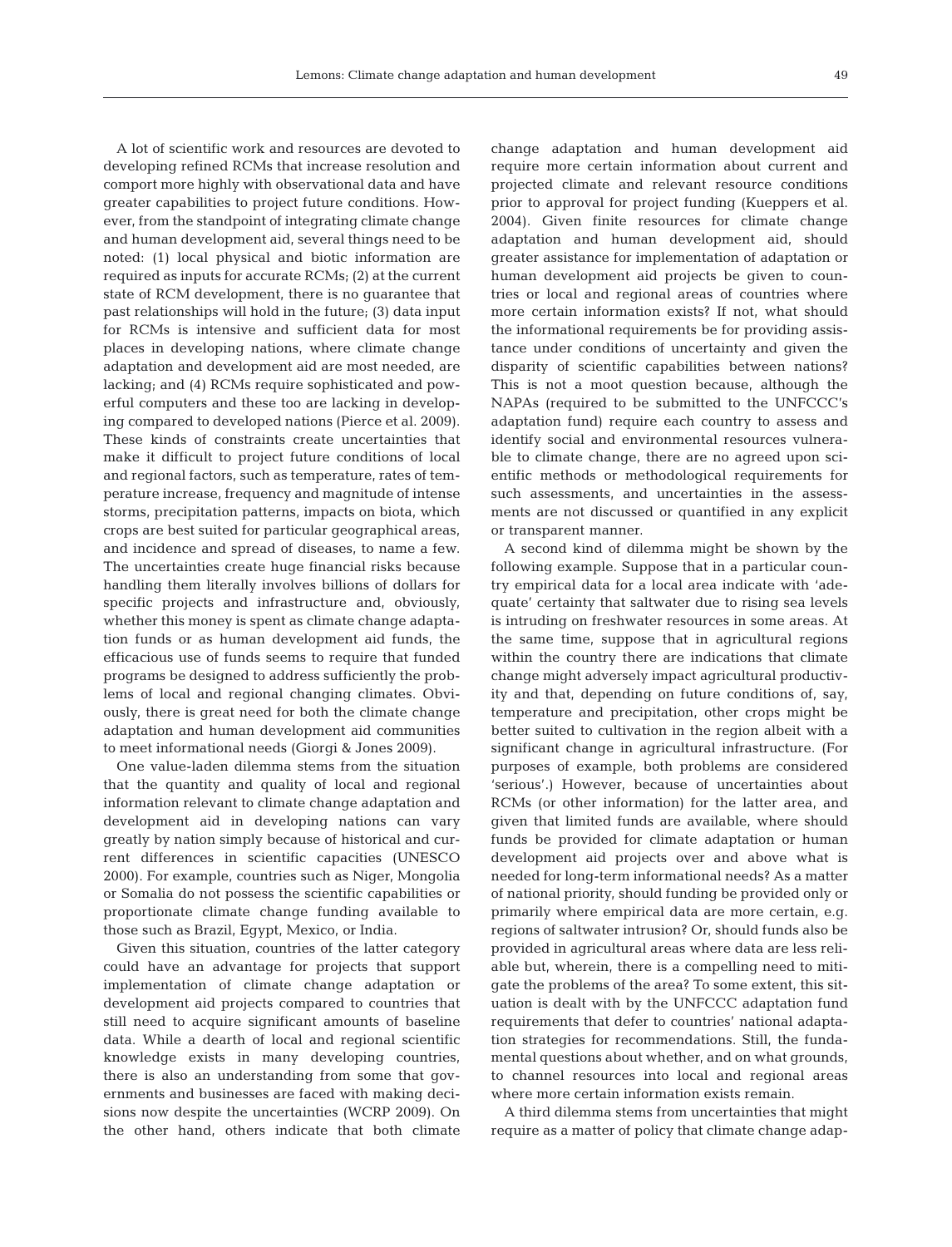A lot of scientific work and resources are devoted to developing refined RCMs that increase resolution and comport more highly with observational data and have greater capabilities to project future conditions. However, from the standpoint of integrating climate change and human development aid, several things need to be noted: (1) local physical and biotic information are required as inputs for accurate RCMs; (2) at the current state of RCM development, there is no guarantee that past relationships will hold in the future; (3) data input for RCMs is intensive and sufficient data for most places in developing nations, where climate change adaptation and development aid are most needed, are lacking; and (4) RCMs require sophisticated and powerful computers and these too are lacking in developing compared to developed nations (Pierce et al. 2009). These kinds of constraints create uncertainties that make it difficult to project future conditions of local and regional factors, such as temperature, rates of temperature increase, frequency and magnitude of intense storms, precipitation patterns, impacts on biota, which crops are best suited for particular geographical areas, and incidence and spread of diseases, to name a few. The uncertainties create huge financial risks because handling them literally involves billions of dollars for specific projects and infrastructure and, obviously, whether this money is spent as climate change adaptation funds or as human development aid funds, the efficacious use of funds seems to require that funded programs be designed to address sufficiently the problems of local and regional changing climates. Obviously, there is great need for both the climate change adaptation and human development aid communities to meet informational needs (Giorgi & Jones 2009).

One value-laden dilemma stems from the situation that the quantity and quality of local and regional information relevant to climate change adaptation and development aid in developing nations can vary greatly by nation simply because of historical and current differences in scientific capacities (UNESCO 2000). For example, countries such as Niger, Mongolia or Somalia do not possess the scientific capabilities or proportionate climate change funding available to those such as Brazil, Egypt, Mexico, or India.

Given this situation, countries of the latter category could have an advantage for projects that support implementation of climate change adaptation or development aid projects compared to countries that still need to acquire significant amounts of baseline data. While a dearth of local and regional scientific knowledge exists in many developing countries, there is also an understanding from some that governments and businesses are faced with making decisions now despite the uncertainties (WCRP 2009). On the other hand, others indicate that both climate change adaptation and human development aid require more certain information about current and projected climate and relevant resource conditions prior to approval for project funding (Kueppers et al. 2004). Given finite resources for climate change adaptation and human development aid, should greater assistance for implementation of adaptation or human development aid projects be given to countries or local and regional areas of countries where more certain information exists? If not, what should the informational requirements be for providing assistance under conditions of uncertainty and given the disparity of scientific capabilities between nations? This is not a moot question because, although the NAPAs (required to be submitted to the UNFCCC's adaptation fund) require each country to assess and identify social and environmental resources vulnerable to climate change, there are no agreed upon scientific methods or methodological requirements for such assessments, and uncertainties in the assessments are not discussed or quantified in any explicit or transparent manner.

A second kind of dilemma might be shown by the following example. Suppose that in a particular country empirical data for a local area indicate with 'adequate' certainty that saltwater due to rising sea levels is intruding on freshwater resources in some areas. At the same time, suppose that in agricultural regions within the country there are indications that climate change might adversely impact agricultural productivity and that, depending on future conditions of, say, temperature and precipitation, other crops might be better suited to cultivation in the region albeit with a significant change in agricultural infrastructure. (For purposes of example, both problems are considered 'serious'.) However, because of uncertainties about RCMs (or other information) for the latter area, and given that limited funds are available, where should funds be provided for climate adaptation or human development aid projects over and above what is needed for long-term informational needs? As a matter of national priority, should funding be provided only or primarily where empirical data are more certain, e.g. regions of saltwater intrusion? Or, should funds also be provided in agricultural areas where data are less reliable but, wherein, there is a compelling need to mitigate the problems of the area? To some extent, this situation is dealt with by the UNFCCC adaptation fund requirements that defer to countries' national adaptation strategies for recommendations. Still, the fundamental questions about whether, and on what grounds, to channel resources into local and regional areas where more certain information exists remain.

A third dilemma stems from uncertainties that might require as a matter of policy that climate change adap-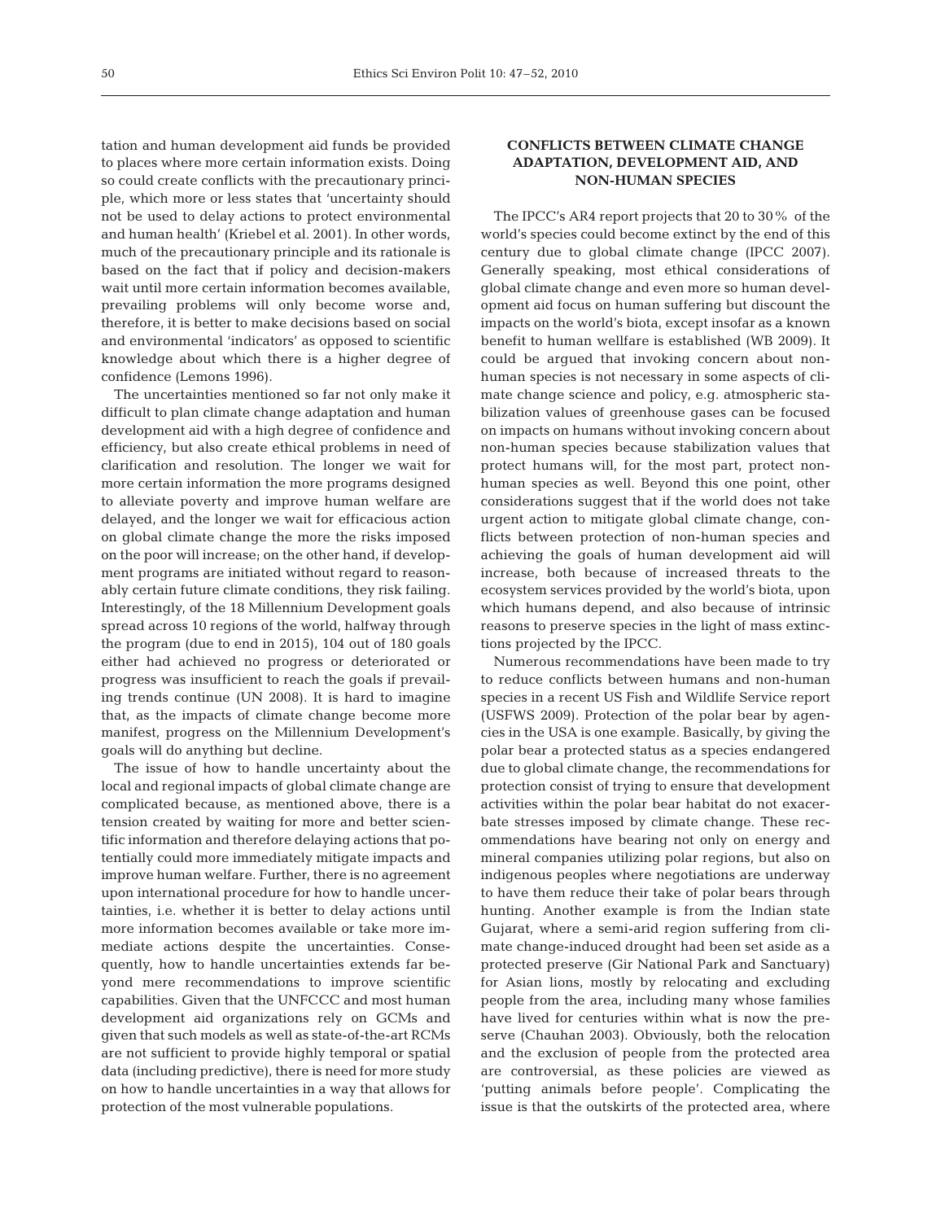tation and human development aid funds be provided to places where more certain information exists. Doing so could create conflicts with the precautionary principle, which more or less states that 'uncertainty should not be used to delay actions to protect environmental and human health' (Kriebel et al. 2001). In other words, much of the precautionary principle and its rationale is based on the fact that if policy and decision-makers wait until more certain information becomes available, prevailing problems will only become worse and, therefore, it is better to make decisions based on social and environmental 'indicators' as opposed to scientific knowledge about which there is a higher degree of confidence (Lemons 1996).

The uncertainties mentioned so far not only make it difficult to plan climate change adaptation and human development aid with a high degree of confidence and efficiency, but also create ethical problems in need of clarification and resolution. The longer we wait for more certain information the more programs designed to alleviate poverty and improve human welfare are delayed, and the longer we wait for efficacious action on global climate change the more the risks imposed on the poor will increase; on the other hand, if development programs are initiated without regard to reasonably certain future climate conditions, they risk failing. Interestingly, of the 18 Millennium Development goals spread across 10 regions of the world, halfway through the program (due to end in 2015), 104 out of 180 goals either had achieved no progress or deteriorated or progress was insufficient to reach the goals if prevailing trends continue (UN 2008). It is hard to imagine that, as the impacts of climate change become more manifest, progress on the Millennium Development's goals will do anything but decline.

The issue of how to handle uncertainty about the local and regional impacts of global climate change are complicated because, as mentioned above, there is a tension created by waiting for more and better scientific information and therefore delaying actions that potentially could more immediately mitigate impacts and improve human welfare. Further, there is no agreement upon international procedure for how to handle uncertainties, i.e. whether it is better to delay actions until more information becomes available or take more immediate actions despite the uncertainties. Consequently, how to handle uncertainties extends far beyond mere recommendations to improve scientific capabilities. Given that the UNFCCC and most human development aid organizations rely on GCMs and given that such models as well as state-of-the-art RCMs are not sufficient to provide highly temporal or spatial data (including predictive), there is need for more study on how to handle uncertainties in a way that allows for protection of the most vulnerable populations.

## CONFLICTS BETWEEN CLIMATE CHANGE ADAPTATION, DEVELOPMENT AID, AND NON-HUMAN SPECIES

The IPCC's AR4 report projects that 20 to 30% of the world's species could become extinct by the end of this century due to global climate change (IPCC 2007). Generally speaking, most ethical considerations of global climate change and even more so human development aid focus on human suffering but discount the impacts on the world's biota, except insofar as a known benefit to human wellfare is established (WB 2009). It could be argued that invoking concern about non-human species is not necessary in some aspects of climate change science and policy, e.g. atmospheric stabilization values of greenhouse gases can be focused on impacts on humans without invoking concern about non-human species because stabilization values that protect humans will, for the most part, protect non-human species as well. Beyond this one point, other considerations suggest that if the world does not take urgent action to mitigate global climate change, conflicts between protection of non-human species and achieving the goals of human development aid will increase, both because of increased threats to the ecosystem services provided by the world's biota, upon which humans depend, and also because of intrinsic reasons to preserve species in the light of mass extinctions projected by the IPCC.

Numerous recommendations have been made to try to reduce conflicts between humans and non-human species in a recent US Fish and Wildlife Service report (USFWS 2009). Protection of the polar bear by agencies in the USA is one example. Basically, by giving the polar bear a protected status as a species endangered due to global climate change, the recommendations for protection consist of trying to ensure that development activities within the polar bear habitat do not exacerbate stresses imposed by climate change. These recommendations have bearing not only on energy and mineral companies utilizing polar regions, but also on indigenous peoples where negotiations are underway to have them reduce their take of polar bears through hunting. Another example is from the Indian state Gujarat, where a semi-arid region suffering from climate change-induced drought had been set aside as a protected preserve (Gir National Park and Sanctuary) for Asian lions, mostly by relocating and excluding people from the area, including many whose families have lived for centuries within what is now the preserve (Chauhan 2003). Obviously, both the relocation and the exclusion of people from the protected area are controversial, as these policies are viewed as 'putting animals before people'. Complicating the issue is that the outskirts of the protected area, where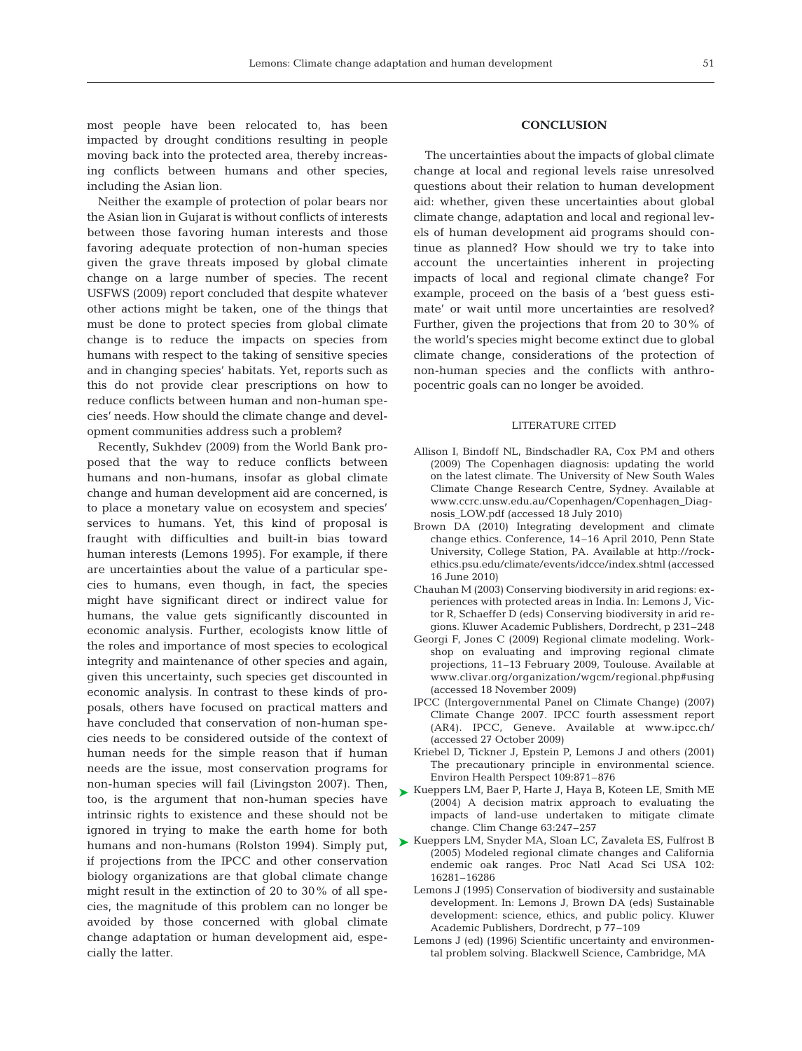most people have been relocated to, has been impacted by drought conditions resulting in people moving back into the protected area, thereby increasing conflicts between humans and other species, including the Asian lion.

Neither the example of protection of polar bears nor the Asian lion in Gujarat is without conflicts of interests between those favoring human interests and those favoring adequate protection of non-human species given the grave threats imposed by global climate change on a large number of species. The recent USFWS (2009) report concluded that despite whatever other actions might be taken, one of the things that must be done to protect species from global climate change is to reduce the impacts on species from humans with respect to the taking of sensitive species and in changing species' habitats. Yet, reports such as this do not provide clear prescriptions on how to reduce conflicts between human and non-human species' needs. How should the climate change and development communities address such a problem?

Recently, Sukhdev (2009) from the World Bank proposed that the way to reduce conflicts between humans and non-humans, insofar as global climate change and human development aid are concerned, is to place a monetary value on ecosystem and species' services to humans. Yet, this kind of proposal is fraught with difficulties and built-in bias toward human interests (Lemons 1995). For example, if there are uncertainties about the value of a particular species to humans, even though, in fact, the species might have significant direct or indirect value for humans, the value gets significantly discounted in economic analysis. Further, ecologists know little of the roles and importance of most species to ecological integrity and maintenance of other species and again, given this uncertainty, such species get discounted in economic analysis. In contrast to these kinds of proposals, others have focused on practical matters and have concluded that conservation of non-human species needs to be considered outside of the context of human needs for the simple reason that if human needs are the issue, most conservation programs for non-human species will fail (Livingston 2007). Then, too, is the argument that non-human species have intrinsic rights to existence and these should not be ignored in trying to make the earth home for both humans and non-humans (Rolston 1994). Simply put, if projections from the IPCC and other conservation biology organizations are that global climate change might result in the extinction of 20 to 30% of all species, the magnitude of this problem can no longer be avoided by those concerned with global climate change adaptation or human development aid, especially the latter.

## CONCLUSION

The uncertainties about the impacts of global climate change at local and regional levels raise unresolved questions about their relation to human development aid: whether, given these uncertainties about global climate change, adaptation and local and regional levels of human development aid programs should continue as planned? How should we try to take into account the uncertainties inherent in projecting impacts of local and regional climate change? For example, proceed on the basis of a 'best guess estimate' or wait until more uncertainties are resolved? Further, given the projections that from 20 to 30% of the world's species might become extinct due to global climate change, considerations of the protection of non-human species and the conflicts with anthropocentric goals can no longer be avoided.

### LITERATURE CITED

- Allison I, Bindoff NL, Bindschadler RA, Cox PM and others (2009) The Copenhagen diagnosis: updating the world on the latest climate. The University of New South Wales Climate Change Research Centre, Sydney. Available at www.ccrc.unsw.edu.au/Copenhagen/Copenhagen_Diagnosis_LOW.pdf (accessed 18 July 2010)
- Brown DA (2010) Integrating development and climate change ethics. Conference, 14–16 April 2010, Penn State University, College Station, PA. Available at http://rockethics.psu.edu/climate/events/idcce/index.shtml (accessed 16 June 2010)
- Chauhan M (2003) Conserving biodiversity in arid regions: experiences with protected areas in India. In: Lemons J, Victor R, Schaeffer D (eds) Conserving biodiversity in arid regions. Kluwer Academic Publishers, Dordrecht, p 231–248
- Georgi F, Jones C (2009) Regional climate modeling. Workshop on evaluating and improving regional climate projections, 11–13 February 2009, Toulouse. Available at www.clivar.org/organization/wgcm/regional.php#using (accessed 18 November 2009)
- IPCC (Intergovernmental Panel on Climate Change) (2007) Climate Change 2007. IPCC fourth assessment report (AR4). IPCC, Geneve. Available at www.ipcc.ch/ (accessed 27 October 2009)
- Kriebel D, Tickner J, Epstein P, Lemons J and others (2001) The precautionary principle in environmental science. Environ Health Perspect 109:871–876
- Kueppers LM, Baer P, Harte J, Haya B, Koteen LE, Smith ME (2004) A decision matrix approach to evaluating the impacts of land-use undertaken to mitigate climate change. Clim Change 63:247–257
- Kueppers LM, Snyder MA, Sloan LC, Zavaleta ES, Fulfrost B (2005) Modeled regional climate changes and California endemic oak ranges. Proc Natl Acad Sci USA 102: 16281–16286
- Lemons J (1995) Conservation of biodiversity and sustainable development. In: Lemons J, Brown DA (eds) Sustainable development: science, ethics, and public policy. Kluwer Academic Publishers, Dordrecht, p 77–109
- Lemons J (ed) (1996) Scientific uncertainty and environmental problem solving. Blackwell Science, Cambridge, MA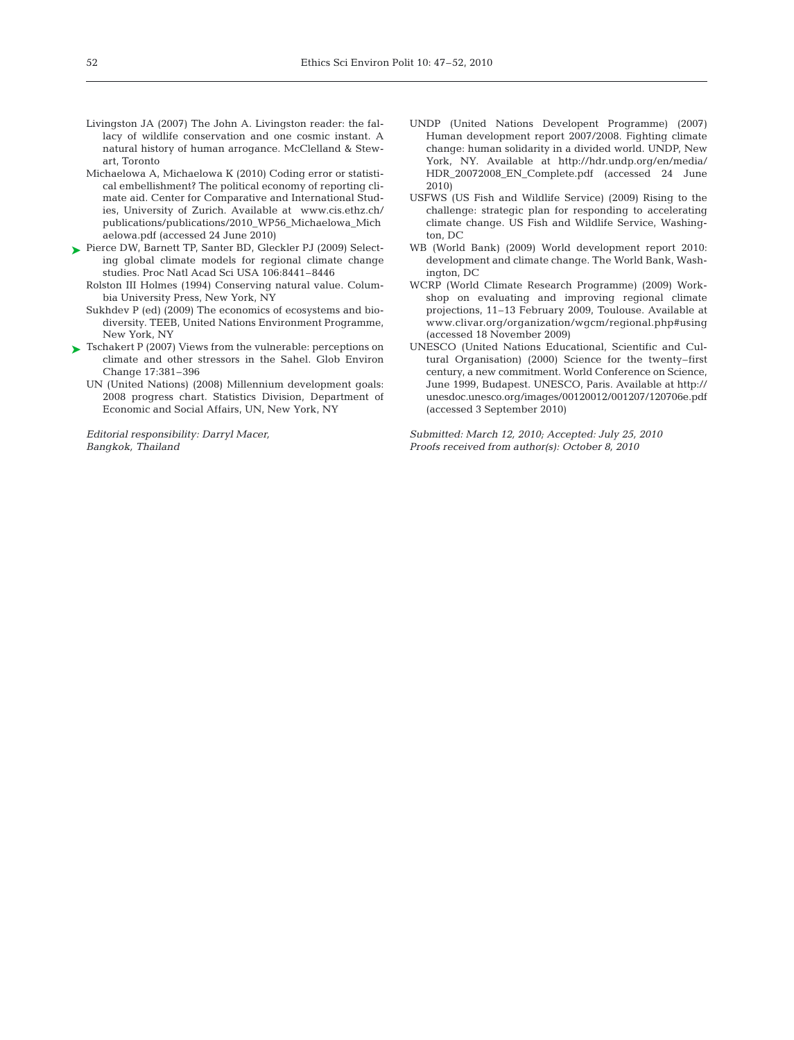Livingston JA (2007) The John A. Livingston reader: the fallacy of wildlife conservation and one cosmic instant. A natural history of human arrogance. McClelland & Stewart, Toronto

Michaelowa A, Michaelowa K (2010) Coding error or statistical embellishment? The political economy of reporting climate aid. Center for Comparative and International Studies, University of Zurich. Available at www.cis.ethz.ch/publications/publications/2010_WP56_Michaelowa_Michaelowa.pdf (accessed 24 June 2010)

Pierce DW, Barnett TP, Santer BD, Gleckler PJ (2009) Selecting global climate models for regional climate change studies. Proc Natl Acad Sci USA 106:8441–8446

Rolston III Holmes (1994) Conserving natural value. Columbia University Press, New York, NY

Sukhdev P (ed) (2009) The economics of ecosystems and biodiversity. TEEB, United Nations Environment Programme, New York, NY

Tschakert P (2007) Views from the vulnerable: perceptions on climate and other stressors in the Sahel. Glob Environ Change 17:381–396

UN (United Nations) (2008) Millennium development goals: 2008 progress chart. Statistics Division, Department of Economic and Social Affairs, UN, New York, NY

UNDP (United Nations Developent Programme) (2007) Human development report 2007/2008. Fighting climate change: human solidarity in a divided world. UNDP, New York, NY. Available at http://hdr.undp.org/en/media/HDR_20072008_EN_Complete.pdf (accessed 24 June 2010)

USFWS (US Fish and Wildlife Service) (2009) Rising to the challenge: strategic plan for responding to accelerating climate change. US Fish and Wildlife Service, Washington, DC

WB (World Bank) (2009) World development report 2010: development and climate change. The World Bank, Washington, DC

WCRP (World Climate Research Programme) (2009) Workshop on evaluating and improving regional climate projections, 11–13 February 2009, Toulouse. Available at www.clivar.org/organization/wgcm/regional.php#using (accessed 18 November 2009)

UNESCO (United Nations Educational, Scientific and Cultural Organisation) (2000) Science for the twenty–first century, a new commitment. World Conference on Science, June 1999, Budapest. UNESCO, Paris. Available at http://unesdoc.unesco.org/images/00120012/001207/120706e.pdf (accessed 3 September 2010)

*Editorial responsibility: Darryl Macer, Bangkok, Thailand*

*Submitted: March 12, 2010; Accepted: July 25, 2010*
*Proofs received from author(s): October 8, 2010*